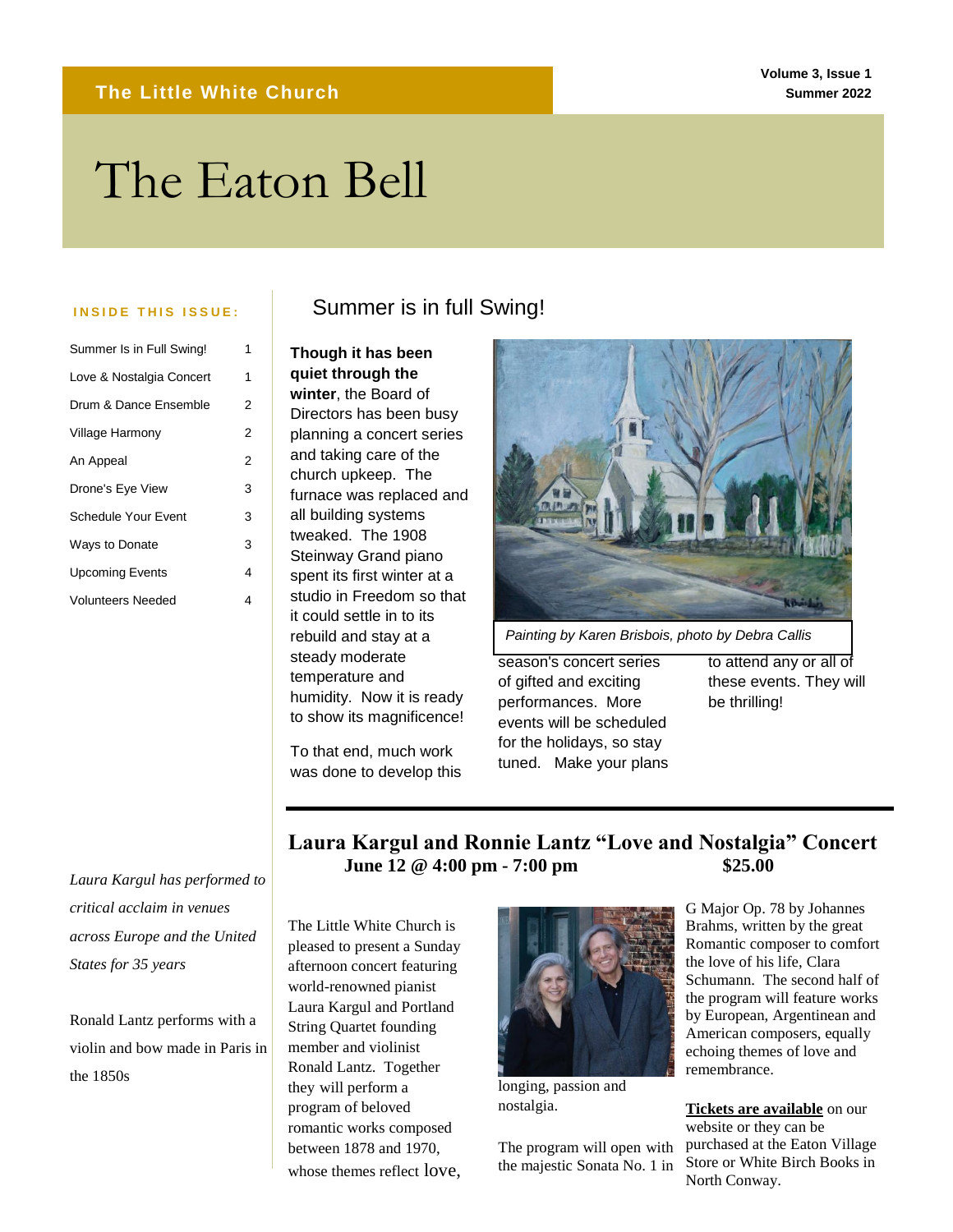**The Little White Church**

**Volume 3, Issue 1**
**Summer 2022**

# The Eaton Bell

**INSIDE THIS ISSUE:**

| | |
|---|---|
| Summer Is in Full Swing! | 1 |
| Love & Nostalgia Concert | 1 |
| Drum & Dance Ensemble | 2 |
| Village Harmony | 2 |
| An Appeal | 2 |
| Drone's Eye View | 3 |
| Schedule Your Event | 3 |
| Ways to Donate | 3 |
| Upcoming Events | 4 |
| Volunteers Needed | 4 |

## Summer is in full Swing!

**Though it has been quiet through the winter**, the Board of Directors has been busy planning a concert series and taking care of the church upkeep. The furnace was replaced and all building systems tweaked. The 1908 Steinway Grand piano spent its first winter at a studio in Freedom so that it could settle in to its rebuild and stay at a steady moderate temperature and humidity. Now it is ready to show its magnificence!

To that end, much work was done to develop this season's concert series of gifted and exciting performances. More events will be scheduled for the holidays, so stay tuned. Make your plans to attend any or all of these events. They will be thrilling!

*Painting by Karen Brisbois, photo by Debra Callis*

## Laura Kargul and Ronnie Lantz "Love and Nostalgia" Concert

**June 12 @ 4:00 pm - 7:00 pm** **$25.00**

*Laura Kargul has performed to critical acclaim in venues across Europe and the United States for 35 years*

Ronald Lantz performs with a violin and bow made in Paris in the 1850s

The Little White Church is pleased to present a Sunday afternoon concert featuring world-renowned pianist Laura Kargul and Portland String Quartet founding member and violinist Ronald Lantz. Together they will perform a program of beloved romantic works composed between 1878 and 1970, whose themes reflect love, longing, passion and nostalgia.

The program will open with the majestic Sonata No. 1 in G Major Op. 78 by Johannes Brahms, written by the great Romantic composer to comfort the love of his life, Clara Schumann. The second half of the program will feature works by European, Argentinean and American composers, equally echoing themes of love and remembrance.

**Tickets are available** on our website or they can be purchased at the Eaton Village Store or White Birch Books in North Conway.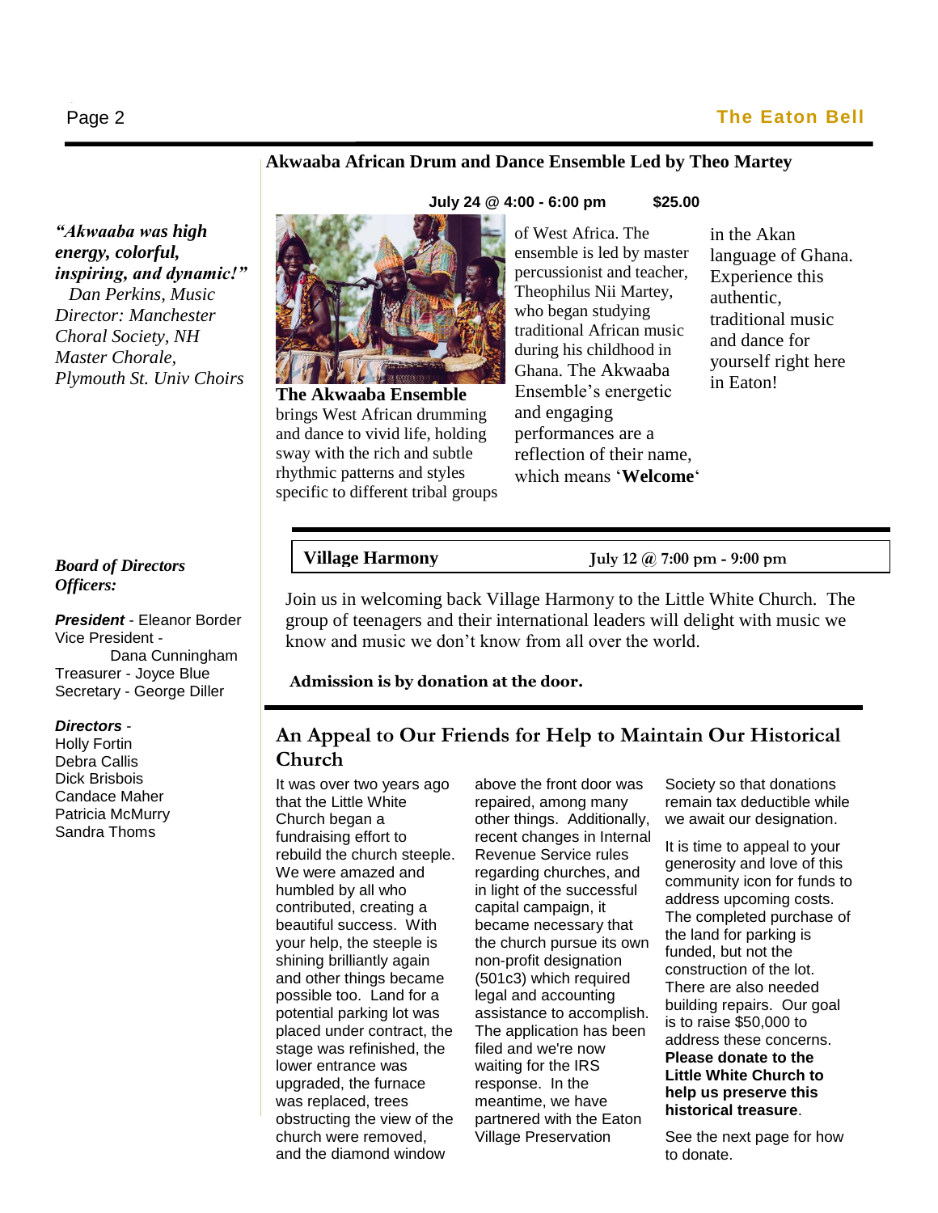## Akwaaba African Drum and Dance Ensemble Led by Theo Martey

**July 24 @ 4:00 - 6:00 pm $25.00**

**The Akwaaba Ensemble** brings West African drumming and dance to vivid life, holding sway with the rich and subtle rhythmic patterns and styles specific to different tribal groups of West Africa. The ensemble is led by master percussionist and teacher, Theophilus Nii Martey, who began studying traditional African music during his childhood in Ghana. The Akwaaba Ensemble's energetic and engaging performances are a reflection of their name, which means '**Welcome**' in the Akan language of Ghana. Experience this authentic, traditional music and dance for yourself right here in Eaton!

***"Akwaaba was high energy, colorful, inspiring, and dynamic!"***
*Dan Perkins, Music Director: Manchester Choral Society, NH Master Chorale, Plymouth St. Univ Choirs*

## Village Harmony

**July 12 @ 7:00 pm - 9:00 pm**

Join us in welcoming back Village Harmony to the Little White Church. The group of teenagers and their international leaders will delight with music we know and music we don't know from all over the world.

**Admission is by donation at the door.**

## An Appeal to Our Friends for Help to Maintain Our Historical Church

It was over two years ago that the Little White Church began a fundraising effort to rebuild the church steeple. We were amazed and humbled by all who contributed, creating a beautiful success. With your help, the steeple is shining brilliantly again and other things became possible too. Land for a potential parking lot was placed under contract, the stage was refinished, the lower entrance was upgraded, the furnace was replaced, trees obstructing the view of the church were removed, and the diamond window above the front door was repaired, among many other things. Additionally, recent changes in Internal Revenue Service rules regarding churches, and in light of the successful capital campaign, it became necessary that the church pursue its own non-profit designation (501c3) which required legal and accounting assistance to accomplish. The application has been filed and we're now waiting for the IRS response. In the meantime, we have partnered with the Eaton Village Preservation Society so that donations remain tax deductible while we await our designation.

It is time to appeal to your generosity and love of this community icon for funds to address upcoming costs. The completed purchase of the land for parking is funded, but not the construction of the lot. There are also needed building repairs. Our goal is to raise $50,000 to address these concerns. **Please donate to the Little White Church to help us preserve this historical treasure**.

See the next page for how to donate.

***Board of Directors Officers:***

***President*** - Eleanor Border
Vice President - Dana Cunningham
Treasurer - Joyce Blue
Secretary - George Diller

***Directors*** -
Holly Fortin
Debra Callis
Dick Brisbois
Candace Maher
Patricia McMurry
Sandra Thoms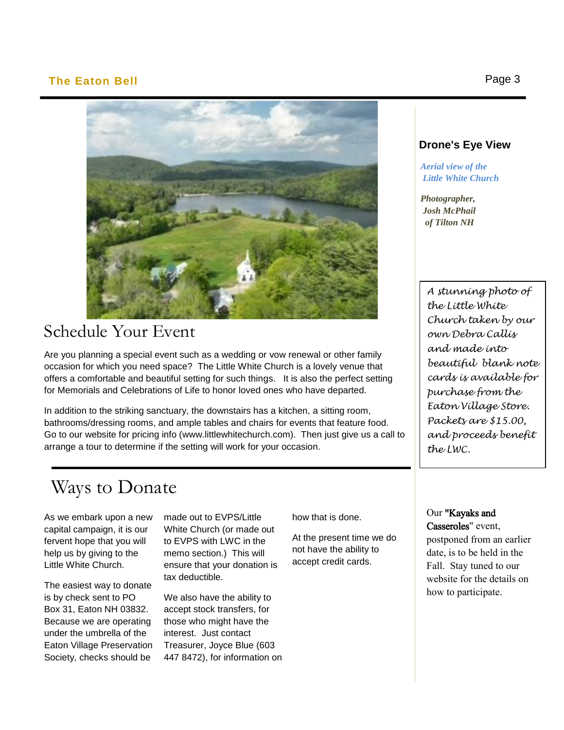## Schedule Your Event

Are you planning a special event such as a wedding or vow renewal or other family occasion for which you need space? The Little White Church is a lovely venue that offers a comfortable and beautiful setting for such things. It is also the perfect setting for Memorials and Celebrations of Life to honor loved ones who have departed.

In addition to the striking sanctuary, the downstairs has a kitchen, a sitting room, bathrooms/dressing rooms, and ample tables and chairs for events that feature food. Go to our website for pricing info (www.littlewhitechurch.com). Then just give us a call to arrange a tour to determine if the setting will work for your occasion.

## Ways to Donate

As we embark upon a new capital campaign, it is our fervent hope that you will help us by giving to the Little White Church.

The easiest way to donate is by check sent to PO Box 31, Eaton NH 03832. Because we are operating under the umbrella of the Eaton Village Preservation Society, checks should be made out to EVPS/Little White Church (or made out to EVPS with LWC in the memo section.) This will ensure that your donation is tax deductible.

We also have the ability to accept stock transfers, for those who might have the interest. Just contact Treasurer, Joyce Blue (603 447 8472), for information on how that is done.

At the present time we do not have the ability to accept credit cards.

### Drone's Eye View

*Aerial view of the Little White Church*

*Photographer, Josh McPhail of Tilton NH*

*A stunning photo of the Little White Church taken by our own Debra Callis and made into beautiful blank note cards is available for purchase from the Eaton Village Store. Packets are $15.00, and proceeds benefit the LWC.*

Our **"Kayaks and Casseroles"** event, postponed from an earlier date, is to be held in the Fall. Stay tuned to our website for the details on how to participate.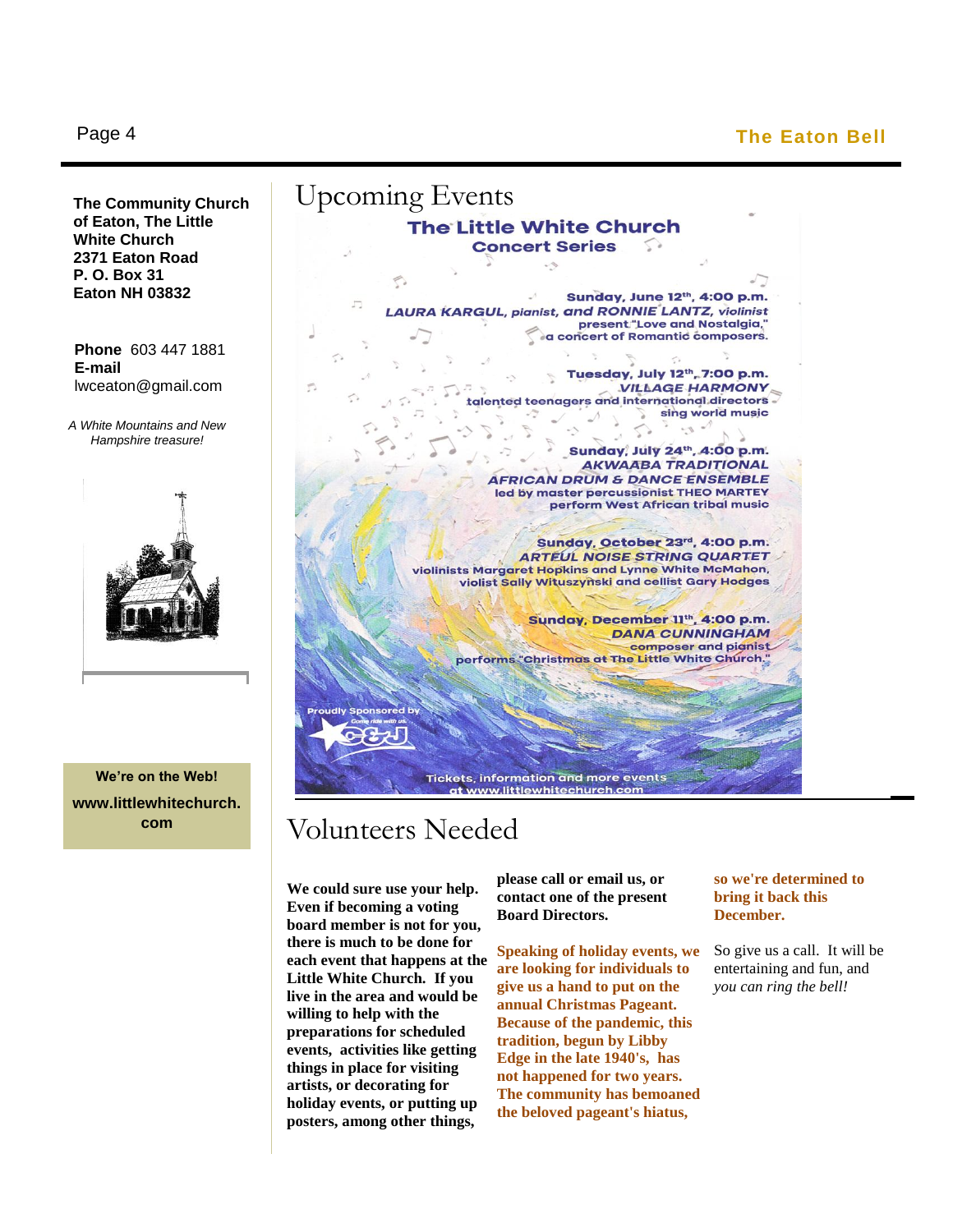**The Community Church of Eaton, The Little White Church**
**2371 Eaton Road**
**P. O. Box 31**
**Eaton NH 03832**

**Phone** 603 447 1881
**E-mail**
lwceaton@gmail.com

*A White Mountains and New Hampshire treasure!*

**We're on the Web!**
**www.littlewhitechurch.com**

# Upcoming Events

**The Little White Church**
**Concert Series**

**Sunday, June 12th, 4:00 p.m.**
***LAURA KARGUL, pianist, and RONNIE LANTZ, violinist***
present "Love and Nostalgia," a concert of Romantic composers.

**Tuesday, July 12th, 7:00 p.m.**
***VILLAGE HARMONY***
talented teenagers and international directors sing world music

**Sunday, July 24th, 4:00 p.m.**
***AKWAABA TRADITIONAL AFRICAN DRUM & DANCE ENSEMBLE***
led by master percussionist THEO MARTEY perform West African tribal music

**Sunday, October 23rd, 4:00 p.m.**
***ARTEUL NOISE STRING QUARTET***
violinists Margaret Hopkins and Lynne White McMahon, violist Sally Wituszynski and cellist Gary Hodges

**Sunday, December 11th, 4:00 p.m.**
***DANA CUNNINGHAM***
composer and pianist performs "Christmas at The Little White Church."

Proudly Sponsored by
Come ride with us. C&J

Tickets, information and more events at www.littlewhitechurch.com

# Volunteers Needed

**We could sure use your help. Even if becoming a voting board member is not for you, there is much to be done for each event that happens at the Little White Church. If you live in the area and would be willing to help with the preparations for scheduled events, activities like getting things in place for visiting artists, or decorating for holiday events, or putting up posters, among other things, please call or email us, or contact one of the present Board Directors.**

**Speaking of holiday events, we are looking for individuals to give us a hand to put on the annual Christmas Pageant. Because of the pandemic, this tradition, begun by Libby Edge in the late 1940's, has not happened for two years. The community has bemoaned the beloved pageant's hiatus, so we're determined to bring it back this December.**

So give us a call. It will be entertaining and fun, and *you can ring the bell!*